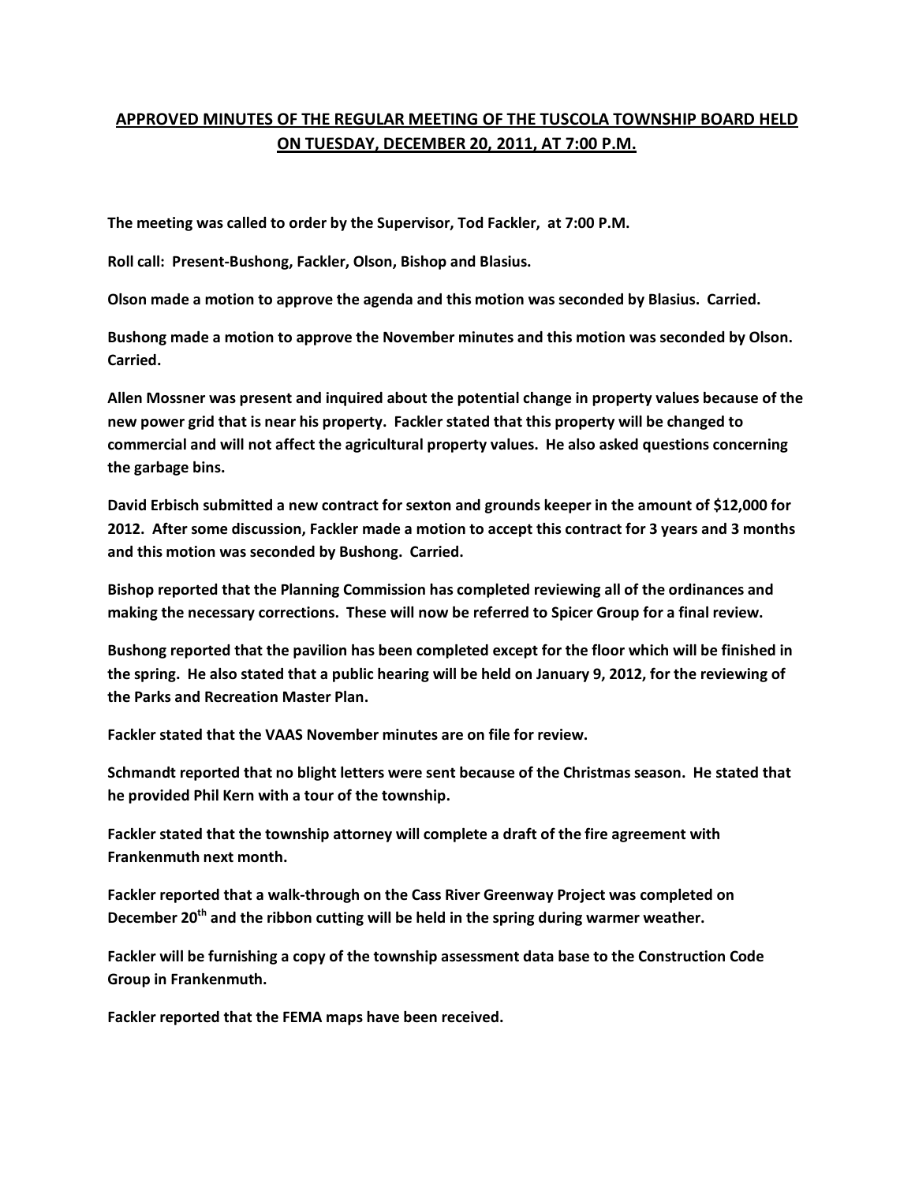# APPROVED MINUTES OF THE REGULAR MEETING OF THE TUSCOLA TOWNSHIP BOARD HELD ON TUESDAY, DECEMBER 20, 2011, AT 7:00 P.M.

**The meeting was called to order by the Supervisor, Tod Fackler, at 7:00 P.M.**

**Roll call: Present-Bushong, Fackler, Olson, Bishop and Blasius.**

**Olson made a motion to approve the agenda and this motion was seconded by Blasius. Carried.**

**Bushong made a motion to approve the November minutes and this motion was seconded by Olson. Carried.**

**Allen Mossner was present and inquired about the potential change in property values because of the new power grid that is near his property. Fackler stated that this property will be changed to commercial and will not affect the agricultural property values. He also asked questions concerning the garbage bins.**

**David Erbisch submitted a new contract for sexton and grounds keeper in the amount of $12,000 for 2012. After some discussion, Fackler made a motion to accept this contract for 3 years and 3 months and this motion was seconded by Bushong. Carried.**

**Bishop reported that the Planning Commission has completed reviewing all of the ordinances and making the necessary corrections. These will now be referred to Spicer Group for a final review.**

**Bushong reported that the pavilion has been completed except for the floor which will be finished in the spring. He also stated that a public hearing will be held on January 9, 2012, for the reviewing of the Parks and Recreation Master Plan.**

**Fackler stated that the VAAS November minutes are on file for review.**

**Schmandt reported that no blight letters were sent because of the Christmas season. He stated that he provided Phil Kern with a tour of the township.**

**Fackler stated that the township attorney will complete a draft of the fire agreement with Frankenmuth next month.**

**Fackler reported that a walk-through on the Cass River Greenway Project was completed on December 20th and the ribbon cutting will be held in the spring during warmer weather.**

**Fackler will be furnishing a copy of the township assessment data base to the Construction Code Group in Frankenmuth.**

**Fackler reported that the FEMA maps have been received.**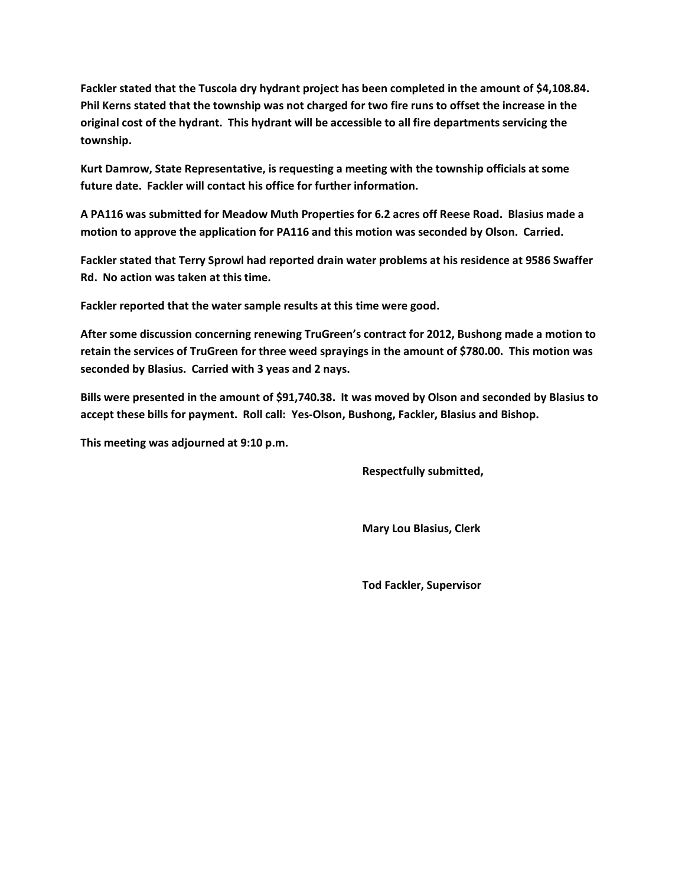**Fackler stated that the Tuscola dry hydrant project has been completed in the amount of $4,108.84. Phil Kerns stated that the township was not charged for two fire runs to offset the increase in the original cost of the hydrant. This hydrant will be accessible to all fire departments servicing the township.**

**Kurt Damrow, State Representative, is requesting a meeting with the township officials at some future date. Fackler will contact his office for further information.**

**A PA116 was submitted for Meadow Muth Properties for 6.2 acres off Reese Road. Blasius made a motion to approve the application for PA116 and this motion was seconded by Olson. Carried.**

**Fackler stated that Terry Sprowl had reported drain water problems at his residence at 9586 Swaffer Rd. No action was taken at this time.**

**Fackler reported that the water sample results at this time were good.**

**After some discussion concerning renewing TruGreen's contract for 2012, Bushong made a motion to retain the services of TruGreen for three weed sprayings in the amount of $780.00. This motion was seconded by Blasius. Carried with 3 yeas and 2 nays.**

**Bills were presented in the amount of $91,740.38. It was moved by Olson and seconded by Blasius to accept these bills for payment. Roll call: Yes-Olson, Bushong, Fackler, Blasius and Bishop.**

**This meeting was adjourned at 9:10 p.m.**

**Respectfully submitted,**

**Mary Lou Blasius, Clerk**

**Tod Fackler, Supervisor**